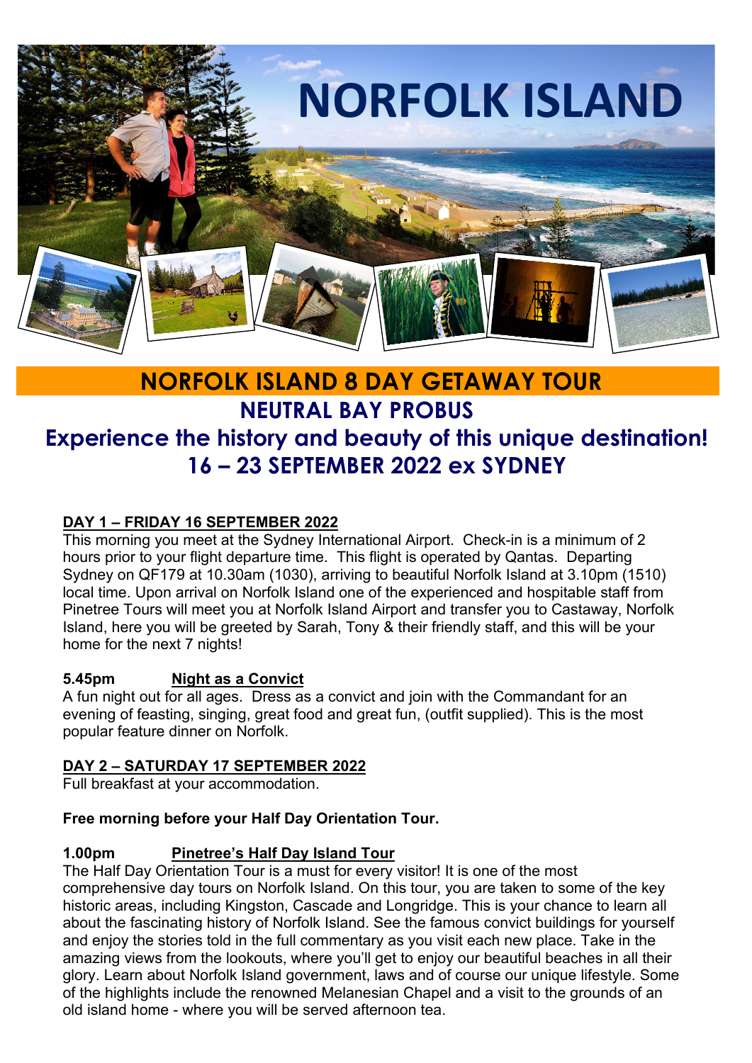# NORFOLK ISLAND

## NORFOLK ISLAND 8 DAY GETAWAY TOUR

## NEUTRAL BAY PROBUS

## Experience the history and beauty of this unique destination!

## 16 – 23 SEPTEMBER 2022 ex SYDNEY

**DAY 1 – FRIDAY 16 SEPTEMBER 2022**

This morning you meet at the Sydney International Airport. Check-in is a minimum of 2 hours prior to your flight departure time. This flight is operated by Qantas. Departing Sydney on QF179 at 10.30am (1030), arriving to beautiful Norfolk Island at 3.10pm (1510) local time. Upon arrival on Norfolk Island one of the experienced and hospitable staff from Pinetree Tours will meet you at Norfolk Island Airport and transfer you to Castaway, Norfolk Island, here you will be greeted by Sarah, Tony & their friendly staff, and this will be your home for the next 7 nights!

**5.45pm** **Night as a Convict**

A fun night out for all ages. Dress as a convict and join with the Commandant for an evening of feasting, singing, great food and great fun, (outfit supplied). This is the most popular feature dinner on Norfolk.

**DAY 2 – SATURDAY 17 SEPTEMBER 2022**

Full breakfast at your accommodation.

**Free morning before your Half Day Orientation Tour.**

**1.00pm** **Pinetree's Half Day Island Tour**

The Half Day Orientation Tour is a must for every visitor! It is one of the most comprehensive day tours on Norfolk Island. On this tour, you are taken to some of the key historic areas, including Kingston, Cascade and Longridge. This is your chance to learn all about the fascinating history of Norfolk Island. See the famous convict buildings for yourself and enjoy the stories told in the full commentary as you visit each new place. Take in the amazing views from the lookouts, where you'll get to enjoy our beautiful beaches in all their glory. Learn about Norfolk Island government, laws and of course our unique lifestyle. Some of the highlights include the renowned Melanesian Chapel and a visit to the grounds of an old island home - where you will be served afternoon tea.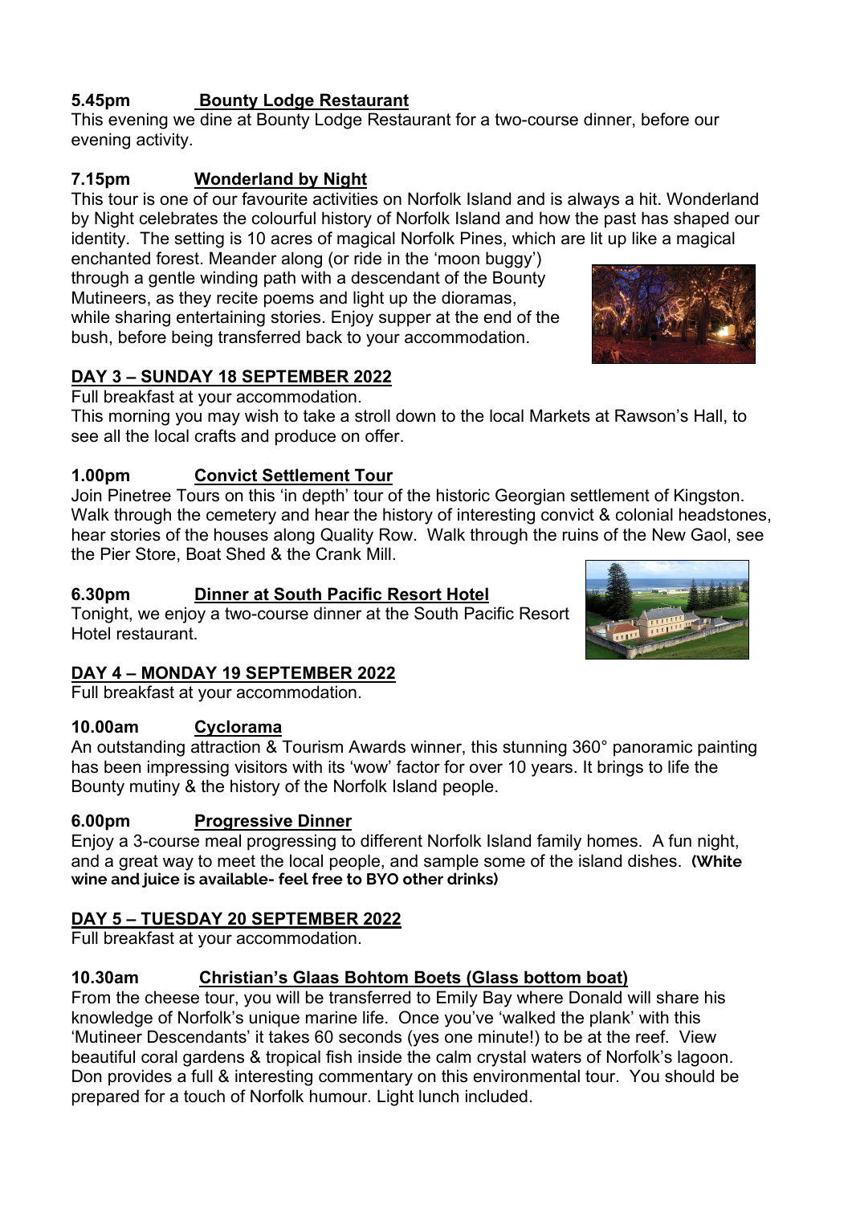**5.45pm** **Bounty Lodge Restaurant**

This evening we dine at Bounty Lodge Restaurant for a two-course dinner, before our evening activity.

**7.15pm** **Wonderland by Night**

This tour is one of our favourite activities on Norfolk Island and is always a hit. Wonderland by Night celebrates the colourful history of Norfolk Island and how the past has shaped our identity. The setting is 10 acres of magical Norfolk Pines, which are lit up like a magical enchanted forest. Meander along (or ride in the 'moon buggy') through a gentle winding path with a descendant of the Bounty Mutineers, as they recite poems and light up the dioramas, while sharing entertaining stories. Enjoy supper at the end of the bush, before being transferred back to your accommodation.

## DAY 3 – SUNDAY 18 SEPTEMBER 2022

Full breakfast at your accommodation.

This morning you may wish to take a stroll down to the local Markets at Rawson's Hall, to see all the local crafts and produce on offer.

**1.00pm** **Convict Settlement Tour**

Join Pinetree Tours on this 'in depth' tour of the historic Georgian settlement of Kingston. Walk through the cemetery and hear the history of interesting convict & colonial headstones, hear stories of the houses along Quality Row. Walk through the ruins of the New Gaol, see the Pier Store, Boat Shed & the Crank Mill.

**6.30pm** **Dinner at South Pacific Resort Hotel**

Tonight, we enjoy a two-course dinner at the South Pacific Resort Hotel restaurant.

## DAY 4 – MONDAY 19 SEPTEMBER 2022

Full breakfast at your accommodation.

**10.00am** **Cyclorama**

An outstanding attraction & Tourism Awards winner, this stunning 360° panoramic painting has been impressing visitors with its 'wow' factor for over 10 years. It brings to life the Bounty mutiny & the history of the Norfolk Island people.

**6.00pm** **Progressive Dinner**

Enjoy a 3-course meal progressing to different Norfolk Island family homes. A fun night, and a great way to meet the local people, and sample some of the island dishes. **(White wine and juice is available- feel free to BYO other drinks)**

## DAY 5 – TUESDAY 20 SEPTEMBER 2022

Full breakfast at your accommodation.

**10.30am** **Christian's Glaas Bohtom Boets (Glass bottom boat)**

From the cheese tour, you will be transferred to Emily Bay where Donald will share his knowledge of Norfolk's unique marine life. Once you've 'walked the plank' with this 'Mutineer Descendants' it takes 60 seconds (yes one minute!) to be at the reef. View beautiful coral gardens & tropical fish inside the calm crystal waters of Norfolk's lagoon. Don provides a full & interesting commentary on this environmental tour. You should be prepared for a touch of Norfolk humour. Light lunch included.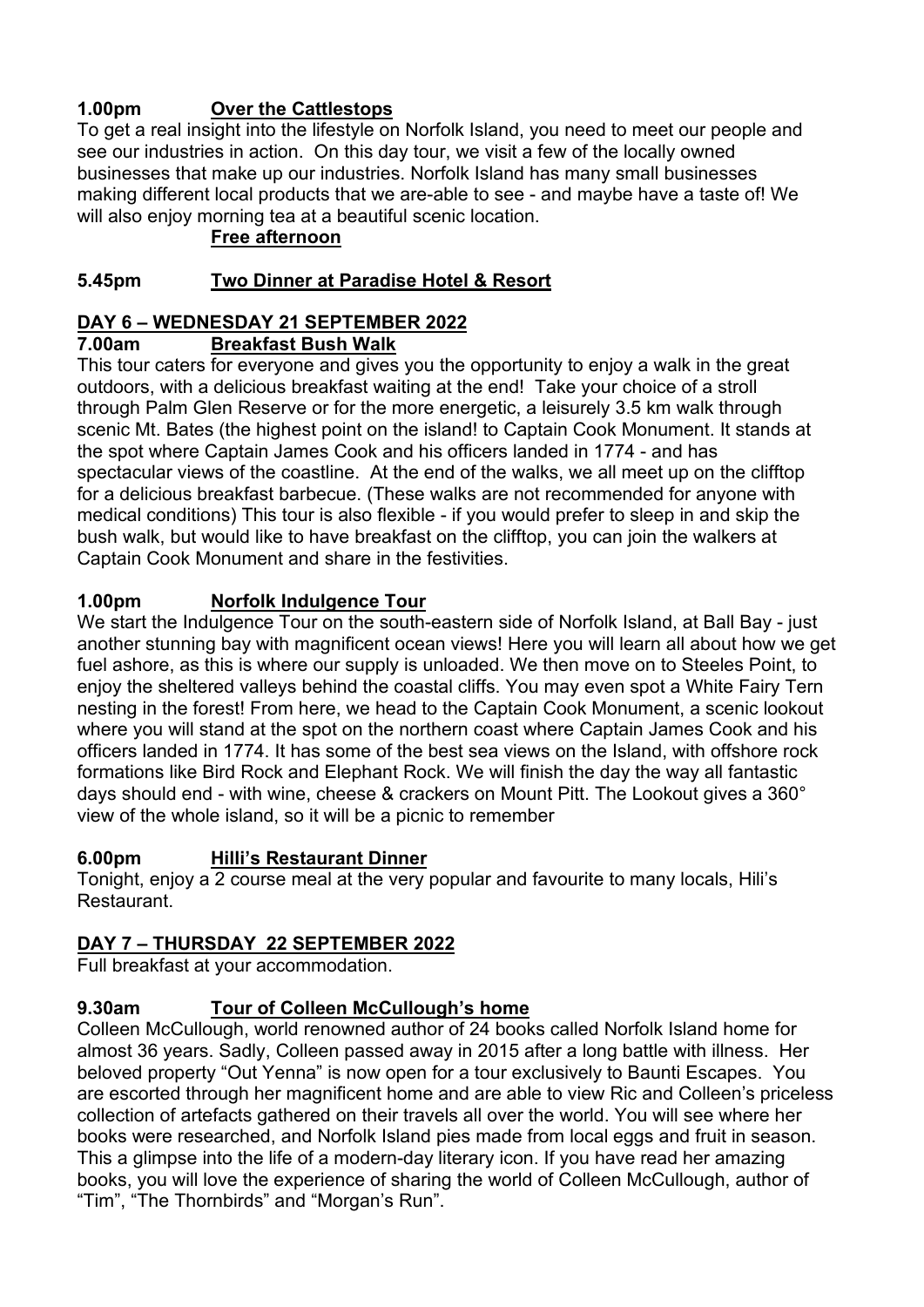**1.00pm** **Over the Cattlestops**

To get a real insight into the lifestyle on Norfolk Island, you need to meet our people and see our industries in action. On this day tour, we visit a few of the locally owned businesses that make up our industries. Norfolk Island has many small businesses making different local products that we are-able to see - and maybe have a taste of! We will also enjoy morning tea at a beautiful scenic location.

**Free afternoon**

**5.45pm** **Two Dinner at Paradise Hotel & Resort**

## DAY 6 – WEDNESDAY 21 SEPTEMBER 2022

**7.00am** **Breakfast Bush Walk**

This tour caters for everyone and gives you the opportunity to enjoy a walk in the great outdoors, with a delicious breakfast waiting at the end! Take your choice of a stroll through Palm Glen Reserve or for the more energetic, a leisurely 3.5 km walk through scenic Mt. Bates (the highest point on the island! to Captain Cook Monument. It stands at the spot where Captain James Cook and his officers landed in 1774 - and has spectacular views of the coastline. At the end of the walks, we all meet up on the clifftop for a delicious breakfast barbecue. (These walks are not recommended for anyone with medical conditions) This tour is also flexible - if you would prefer to sleep in and skip the bush walk, but would like to have breakfast on the clifftop, you can join the walkers at Captain Cook Monument and share in the festivities.

**1.00pm** **Norfolk Indulgence Tour**

We start the Indulgence Tour on the south-eastern side of Norfolk Island, at Ball Bay - just another stunning bay with magnificent ocean views! Here you will learn all about how we get fuel ashore, as this is where our supply is unloaded. We then move on to Steeles Point, to enjoy the sheltered valleys behind the coastal cliffs. You may even spot a White Fairy Tern nesting in the forest! From here, we head to the Captain Cook Monument, a scenic lookout where you will stand at the spot on the northern coast where Captain James Cook and his officers landed in 1774. It has some of the best sea views on the Island, with offshore rock formations like Bird Rock and Elephant Rock. We will finish the day the way all fantastic days should end - with wine, cheese & crackers on Mount Pitt. The Lookout gives a 360° view of the whole island, so it will be a picnic to remember

**6.00pm** **Hilli's Restaurant Dinner**

Tonight, enjoy a 2 course meal at the very popular and favourite to many locals, Hili's Restaurant.

## DAY 7 – THURSDAY 22 SEPTEMBER 2022

Full breakfast at your accommodation.

**9.30am** **Tour of Colleen McCullough's home**

Colleen McCullough, world renowned author of 24 books called Norfolk Island home for almost 36 years. Sadly, Colleen passed away in 2015 after a long battle with illness. Her beloved property "Out Yenna" is now open for a tour exclusively to Baunti Escapes. You are escorted through her magnificent home and are able to view Ric and Colleen's priceless collection of artefacts gathered on their travels all over the world. You will see where her books were researched, and Norfolk Island pies made from local eggs and fruit in season. This a glimpse into the life of a modern-day literary icon. If you have read her amazing books, you will love the experience of sharing the world of Colleen McCullough, author of "Tim", "The Thornbirds" and "Morgan's Run".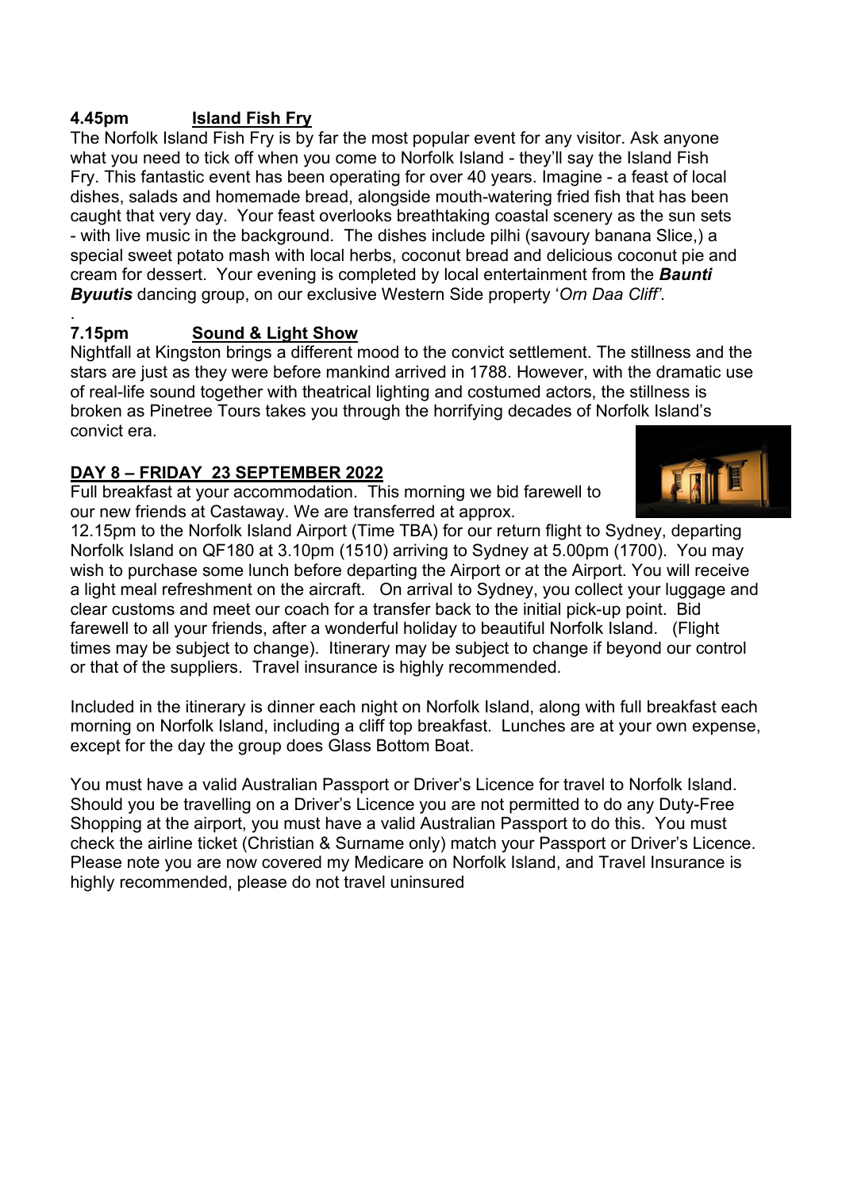**4.45pm** **Island Fish Fry**

The Norfolk Island Fish Fry is by far the most popular event for any visitor. Ask anyone what you need to tick off when you come to Norfolk Island - they'll say the Island Fish Fry. This fantastic event has been operating for over 40 years. Imagine - a feast of local dishes, salads and homemade bread, alongside mouth-watering fried fish that has been caught that very day. Your feast overlooks breathtaking coastal scenery as the sun sets - with live music in the background. The dishes include pilhi (savoury banana Slice,) a special sweet potato mash with local herbs, coconut bread and delicious coconut pie and cream for dessert. Your evening is completed by local entertainment from the ***Baunti Byuutis*** dancing group, on our exclusive Western Side property '*Orn Daa Cliff'*.

.

**7.15pm** **Sound & Light Show**

Nightfall at Kingston brings a different mood to the convict settlement. The stillness and the stars are just as they were before mankind arrived in 1788. However, with the dramatic use of real-life sound together with theatrical lighting and costumed actors, the stillness is broken as Pinetree Tours takes you through the horrifying decades of Norfolk Island's convict era.

**DAY 8 – FRIDAY 23 SEPTEMBER 2022**

Full breakfast at your accommodation. This morning we bid farewell to our new friends at Castaway. We are transferred at approx. 12.15pm to the Norfolk Island Airport (Time TBA) for our return flight to Sydney, departing Norfolk Island on QF180 at 3.10pm (1510) arriving to Sydney at 5.00pm (1700). You may wish to purchase some lunch before departing the Airport or at the Airport. You will receive a light meal refreshment on the aircraft. On arrival to Sydney, you collect your luggage and clear customs and meet our coach for a transfer back to the initial pick-up point. Bid farewell to all your friends, after a wonderful holiday to beautiful Norfolk Island. (Flight times may be subject to change). Itinerary may be subject to change if beyond our control or that of the suppliers. Travel insurance is highly recommended.

Included in the itinerary is dinner each night on Norfolk Island, along with full breakfast each morning on Norfolk Island, including a cliff top breakfast. Lunches are at your own expense, except for the day the group does Glass Bottom Boat.

You must have a valid Australian Passport or Driver's Licence for travel to Norfolk Island. Should you be travelling on a Driver's Licence you are not permitted to do any Duty-Free Shopping at the airport, you must have a valid Australian Passport to do this. You must check the airline ticket (Christian & Surname only) match your Passport or Driver's Licence. Please note you are now covered my Medicare on Norfolk Island, and Travel Insurance is highly recommended, please do not travel uninsured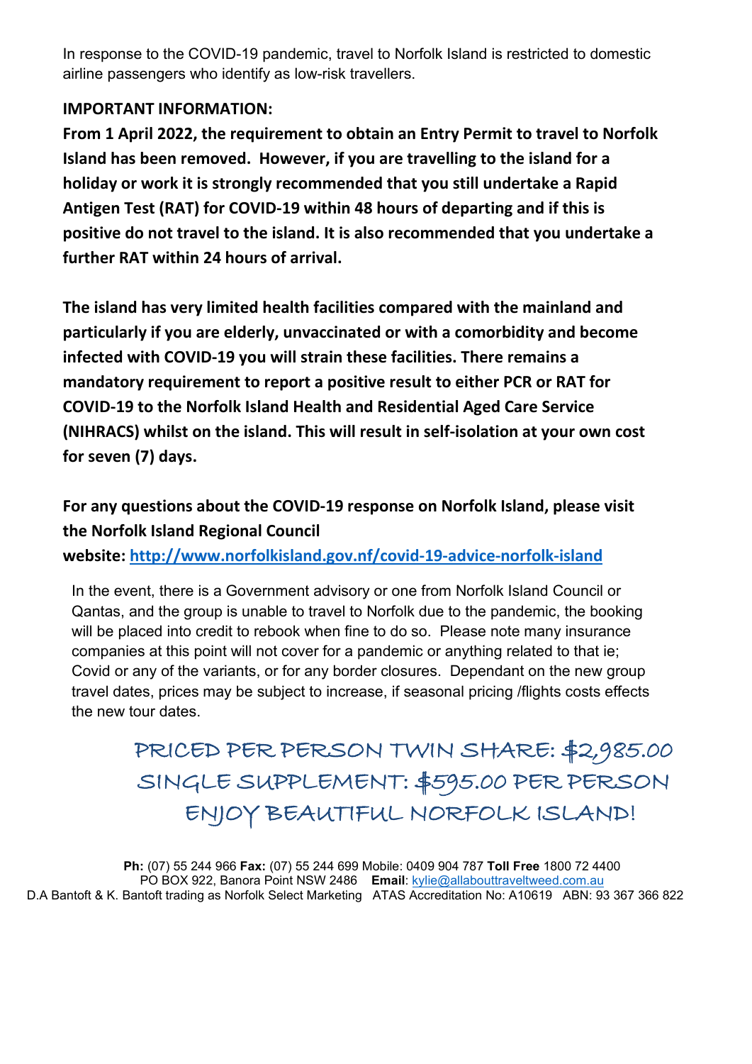In response to the COVID-19 pandemic, travel to Norfolk Island is restricted to domestic airline passengers who identify as low-risk travellers.

**IMPORTANT INFORMATION:**

**From 1 April 2022, the requirement to obtain an Entry Permit to travel to Norfolk Island has been removed. However, if you are travelling to the island for a holiday or work it is strongly recommended that you still undertake a Rapid Antigen Test (RAT) for COVID-19 within 48 hours of departing and if this is positive do not travel to the island. It is also recommended that you undertake a further RAT within 24 hours of arrival.**

**The island has very limited health facilities compared with the mainland and particularly if you are elderly, unvaccinated or with a comorbidity and become infected with COVID-19 you will strain these facilities. There remains a mandatory requirement to report a positive result to either PCR or RAT for COVID-19 to the Norfolk Island Health and Residential Aged Care Service (NIHRACS) whilst on the island. This will result in self-isolation at your own cost for seven (7) days.**

**For any questions about the COVID-19 response on Norfolk Island, please visit the Norfolk Island Regional Council website: [http://www.norfolkisland.gov.nf/covid-19-advice-norfolk-island](http://www.norfolkisland.gov.nf/covid-19-advice-norfolk-island)**

In the event, there is a Government advisory or one from Norfolk Island Council or Qantas, and the group is unable to travel to Norfolk due to the pandemic, the booking will be placed into credit to rebook when fine to do so. Please note many insurance companies at this point will not cover for a pandemic or anything related to that ie; Covid or any of the variants, or for any border closures. Dependant on the new group travel dates, prices may be subject to increase, if seasonal pricing /flights costs effects the new tour dates.

PRICED PER PERSON TWIN SHARE: $2,985.00
SINGLE SUPPLEMENT: $595.00 PER PERSON
ENJOY BEAUTIFUL NORFOLK ISLAND!

**Ph:** (07) 55 244 966 **Fax:** (07) 55 244 699 Mobile: 0409 904 787 **Toll Free** 1800 72 4400
PO BOX 922, Banora Point NSW 2486 **Email**: kylie@allabouttraveltweed.com.au
D.A Bantoft & K. Bantoft trading as Norfolk Select Marketing ATAS Accreditation No: A10619 ABN: 93 367 366 822